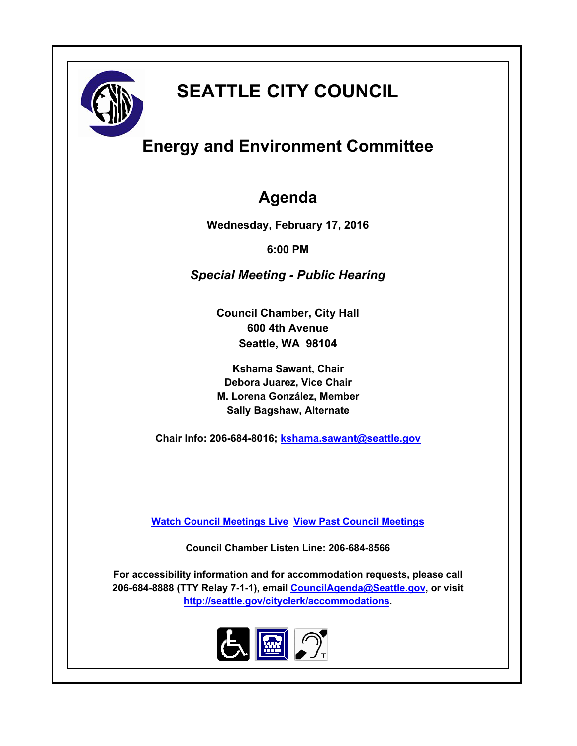# SEATTLE CITY COUNCIL

## Energy and Environment Committee

## Agenda

**Wednesday, February 17, 2016**

**6:00 PM**

***Special Meeting - Public Hearing***

**Council Chamber, City Hall**
**600 4th Avenue**
**Seattle, WA 98104**

**Kshama Sawant, Chair**
**Debora Juarez, Vice Chair**
**M. Lorena González, Member**
**Sally Bagshaw, Alternate**

**Chair Info: 206-684-8016; kshama.sawant@seattle.gov**

**Watch Council Meetings Live  View Past Council Meetings**

**Council Chamber Listen Line: 206-684-8566**

**For accessibility information and for accommodation requests, please call 206-684-8888 (TTY Relay 7-1-1), email CouncilAgenda@Seattle.gov, or visit http://seattle.gov/cityclerk/accommodations.**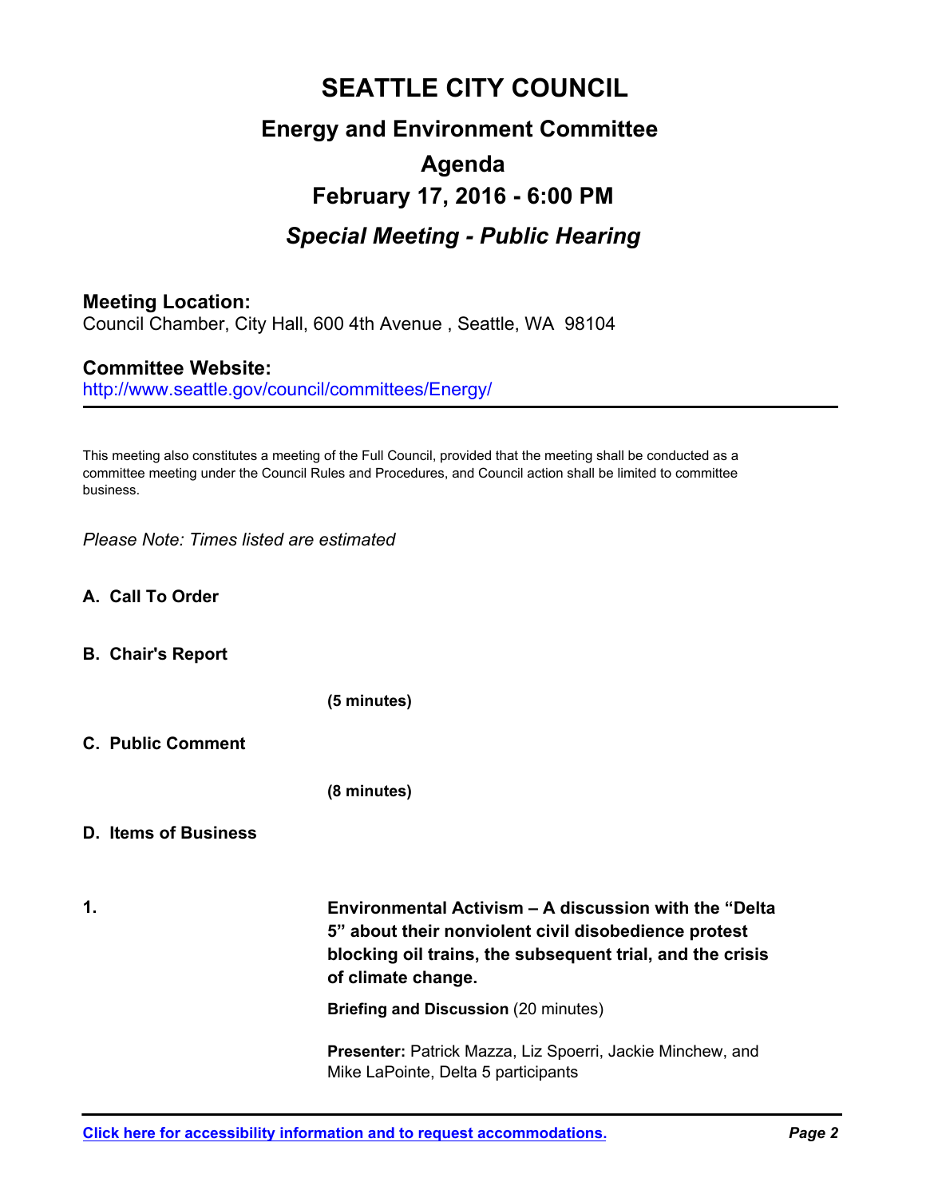# SEATTLE CITY COUNCIL

## Energy and Environment Committee

## Agenda

## February 17, 2016 - 6:00 PM

## *Special Meeting - Public Hearing*

**Meeting Location:**
Council Chamber, City Hall, 600 4th Avenue , Seattle, WA 98104

**Committee Website:**
http://www.seattle.gov/council/committees/Energy/

---

This meeting also constitutes a meeting of the Full Council, provided that the meeting shall be conducted as a committee meeting under the Council Rules and Procedures, and Council action shall be limited to committee business.

*Please Note: Times listed are estimated*

**A. Call To Order**

**B. Chair's Report**

**(5 minutes)**

**C. Public Comment**

**(8 minutes)**

**D. Items of Business**

**1.** **Environmental Activism – A discussion with the "Delta 5" about their nonviolent civil disobedience protest blocking oil trains, the subsequent trial, and the crisis of climate change.**

**Briefing and Discussion** (20 minutes)

**Presenter:** Patrick Mazza, Liz Spoerri, Jackie Minchew, and Mike LaPointe, Delta 5 participants

**Click here for accessibility information and to request accommodations.**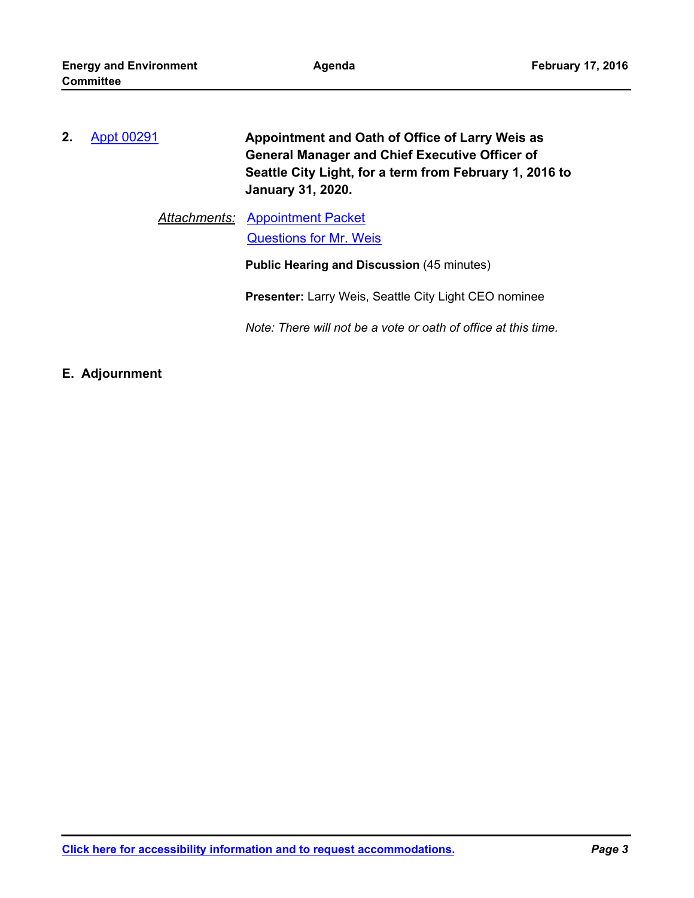2. Appt 00291 **Appointment and Oath of Office of Larry Weis as General Manager and Chief Executive Officer of Seattle City Light, for a term from February 1, 2016 to January 31, 2020.**

*Attachments:* Appointment Packet
Questions for Mr. Weis

**Public Hearing and Discussion** (45 minutes)

**Presenter:** Larry Weis, Seattle City Light CEO nominee

*Note: There will not be a vote or oath of office at this time.*

## E. Adjournment